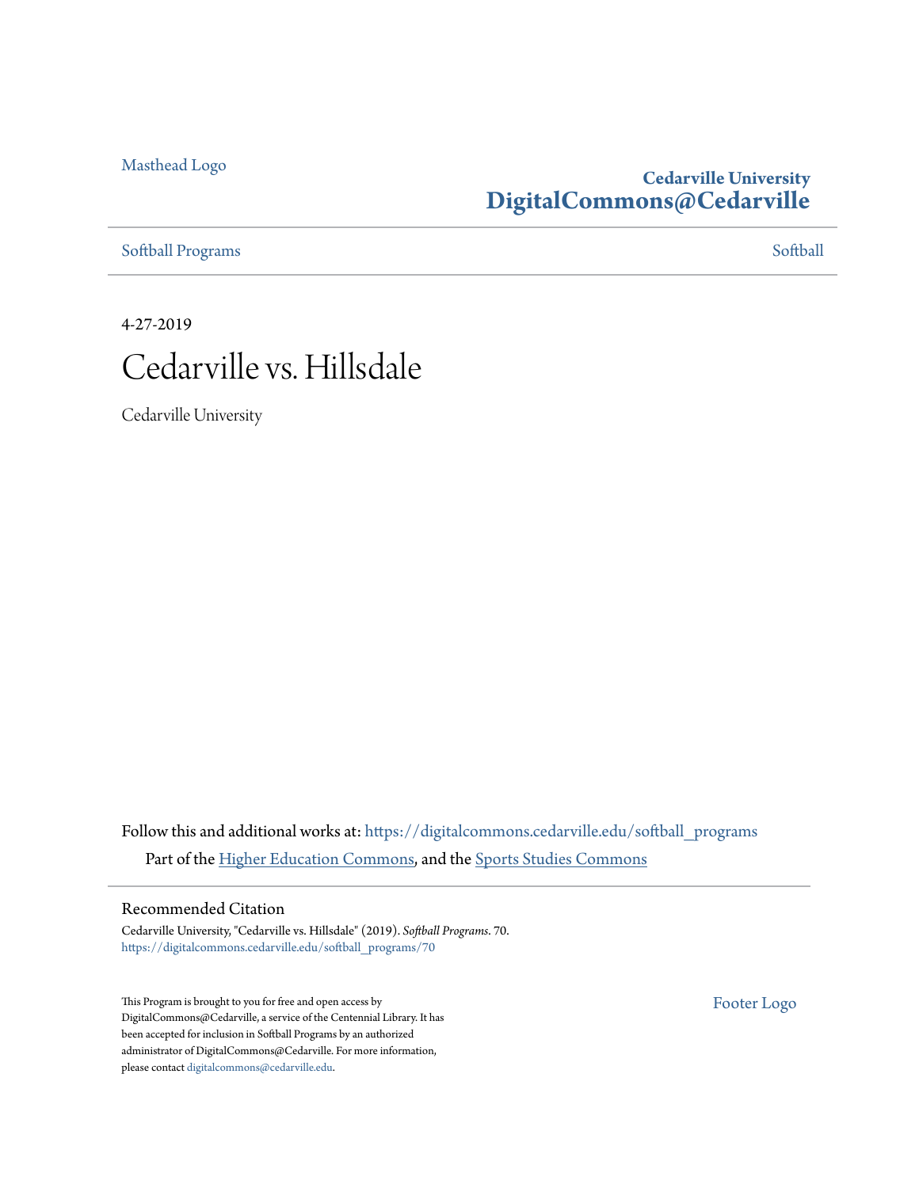Masthead Logo

**Cedarville University**
**DigitalCommons@Cedarville**

Softball Programs | Softball

4-27-2019

# Cedarville vs. Hillsdale

Cedarville University

Follow this and additional works at: https://digitalcommons.cedarville.edu/softball_programs

Part of the Higher Education Commons, and the Sports Studies Commons

## Recommended Citation

Cedarville University, "Cedarville vs. Hillsdale" (2019). *Softball Programs*. 70.
https://digitalcommons.cedarville.edu/softball_programs/70

This Program is brought to you for free and open access by DigitalCommons@Cedarville, a service of the Centennial Library. It has been accepted for inclusion in Softball Programs by an authorized administrator of DigitalCommons@Cedarville. For more information, please contact digitalcommons@cedarville.edu.

Footer Logo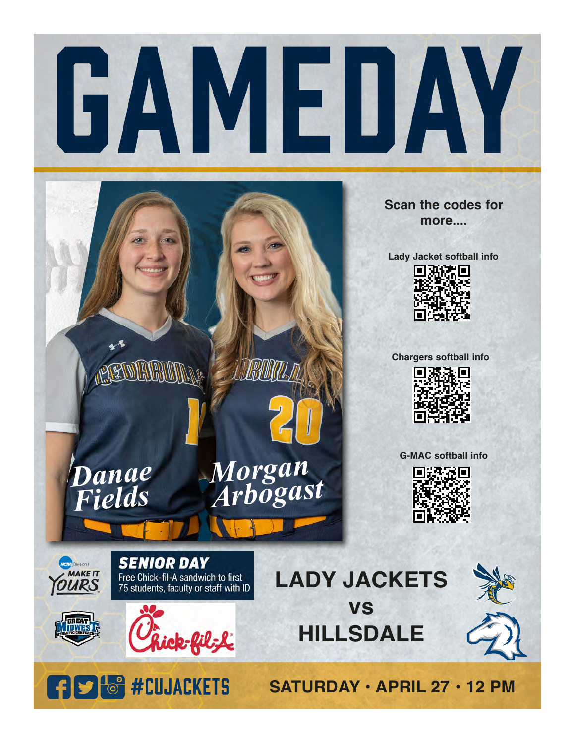# GAMEDAY

*Danae Fields* *Morgan Arbogast*

**Scan the codes for more....**

**Lady Jacket softball info**

**Chargers softball info**

**G-MAC softball info**

NCAA Division I

MAKE IT YOURS

GREAT MIDWEST ATHLETIC CONFERENCE

## SENIOR DAY

Free Chick-fil-A sandwich to first 75 students, faculty or staff with ID

Chick-fil-A

## LADY JACKETS

## vs

## HILLSDALE

#CUJACKETS

**SATURDAY • APRIL 27 • 12 PM**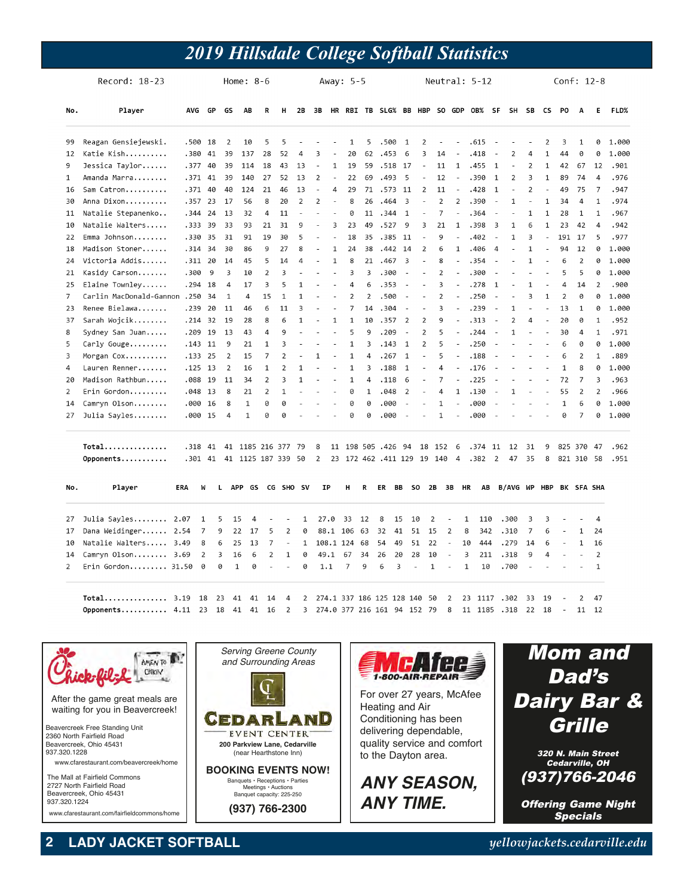# 2019 Hillsdale College Softball Statistics

Record: 18-23 Home: 8-6 Away: 5-5 Neutral: 5-12 Conf: 12-8

| No. | Player | AVG | GP | GS | AB | R | H | 2B | 3B | HR | RBI | TB | SLG% | BB | HBP | SO | GDP | OB% | SF | SH | SB | CS | PO | A | E | FLD% |
|---|---|---|---|---|---|---|---|---|---|---|---|---|---|---|---|---|---|---|---|---|---|---|---|---|---|---|
| 99 | Reagan Gensiejewski. | .500 | 18 | 2 | 10 | 5 | 5 | - | - | - | 1 | 5 | .500 | 1 | 2 | - | - | .615 | - | - | - | 2 | 3 | 1 | 0 | 1.000 |
| 12 | Katie Kish.......... | .380 | 41 | 39 | 137 | 28 | 52 | 4 | 3 | - | 20 | 62 | .453 | 6 | 3 | 14 | - | .418 | - | 2 | 4 | 1 | 44 | 0 | 0 | 1.000 |
| 9 | Jessica Taylor...... | .377 | 40 | 39 | 114 | 18 | 43 | 13 | - | 1 | 19 | 59 | .518 | 17 | - | 11 | 1 | .455 | 1 | - | 2 | 1 | 42 | 67 | 12 | .901 |
| 1 | Amanda Marra........ | .371 | 41 | 39 | 140 | 27 | 52 | 13 | 2 | - | 22 | 69 | .493 | 5 | - | 12 | - | .390 | 1 | 2 | 3 | 1 | 89 | 74 | 4 | .976 |
| 16 | Sam Catron.......... | .371 | 40 | 40 | 124 | 21 | 46 | 13 | - | 4 | 29 | 71 | .573 | 11 | 2 | 11 | - | .428 | 1 | - | 2 | - | 49 | 75 | 7 | .947 |
| 30 | Anna Dixon.......... | .357 | 23 | 17 | 56 | 8 | 20 | 2 | 2 | - | 8 | 26 | .464 | 3 | - | 2 | 2 | .390 | - | 1 | - | 1 | 34 | 4 | 1 | .974 |
| 11 | Natalie Stepanenko.. | .344 | 24 | 13 | 32 | 4 | 11 | - | - | - | 0 | 11 | .344 | 1 | - | 7 | - | .364 | - | - | 1 | 1 | 28 | 1 | 1 | .967 |
| 10 | Natalie Walters..... | .333 | 39 | 33 | 93 | 21 | 31 | 9 | - | 3 | 23 | 49 | .527 | 9 | 3 | 21 | 1 | .398 | 3 | 1 | 6 | 1 | 23 | 42 | 4 | .942 |
| 22 | Emma Johnson........ | .330 | 35 | 31 | 91 | 19 | 30 | 5 | - | - | 18 | 35 | .385 | 11 | - | 9 | - | .402 | - | 1 | 3 | - | 191 | 17 | 5 | .977 |
| 18 | Madison Stoner...... | .314 | 34 | 30 | 86 | 9 | 27 | 8 | - | 1 | 24 | 38 | .442 | 14 | 2 | 6 | 1 | .406 | 4 | - | 1 | - | 94 | 12 | 0 | 1.000 |
| 24 | Victoria Addis...... | .311 | 20 | 14 | 45 | 5 | 14 | 4 | - | 1 | 8 | 21 | .467 | 3 | - | 8 | - | .354 | - | - | 1 | - | 6 | 2 | 0 | 1.000 |
| 21 | Kasidy Carson....... | .300 | 9 | 3 | 10 | 2 | 3 | - | - | - | 3 | 3 | .300 | - | - | 2 | - | .300 | - | - | - | - | 5 | 5 | 0 | 1.000 |
| 25 | Elaine Townley...... | .294 | 18 | 4 | 17 | 3 | 5 | 1 | - | - | 4 | 6 | .353 | - | - | 3 | - | .278 | 1 | - | 1 | - | 4 | 14 | 2 | .900 |
| 7 | Carlin MacDonald-Gannon | .250 | 34 | 1 | 4 | 15 | 1 | 1 | - | - | 2 | 2 | .500 | - | - | 2 | - | .250 | - | - | 3 | 1 | 2 | 0 | 0 | 1.000 |
| 23 | Renee Bielawa....... | .239 | 20 | 11 | 46 | 6 | 11 | 3 | - | - | 7 | 14 | .304 | - | - | 3 | - | .239 | - | 1 | - | - | 13 | 1 | 0 | 1.000 |
| 37 | Sarah Wojcik........ | .214 | 32 | 19 | 28 | 8 | 6 | 1 | - | 1 | 1 | 10 | .357 | 2 | 2 | 9 | - | .313 | - | 2 | 4 | - | 20 | 0 | 1 | .952 |
| 8 | Sydney San Juan..... | .209 | 19 | 13 | 43 | 4 | 9 | - | - | - | 5 | 9 | .209 | - | 2 | 5 | - | .244 | - | 1 | - | - | 30 | 4 | 1 | .971 |
| 5 | Carly Gouge......... | .143 | 11 | 9 | 21 | 1 | 3 | - | - | - | 1 | 3 | .143 | 1 | 2 | 5 | - | .250 | - | - | - | - | 6 | 0 | 0 | 1.000 |
| 3 | Morgan Cox.......... | .133 | 25 | 2 | 15 | 7 | 2 | - | 1 | - | 1 | 4 | .267 | 1 | - | 5 | - | .188 | - | - | - | - | 6 | 2 | 1 | .889 |
| 4 | Lauren Renner....... | .125 | 13 | 2 | 16 | 1 | 2 | 1 | - | - | 1 | 3 | .188 | 1 | - | 4 | - | .176 | - | - | - | - | 1 | 8 | 0 | 1.000 |
| 20 | Madison Rathbun..... | .088 | 19 | 11 | 34 | 2 | 3 | 1 | - | - | 1 | 4 | .118 | 6 | - | 7 | - | .225 | - | - | - | - | 72 | 7 | 3 | .963 |
| 2 | Erin Gordon......... | .048 | 13 | 8 | 21 | 2 | 1 | - | - | - | 0 | 1 | .048 | 2 | - | 4 | 1 | .130 | - | 1 | - | - | 55 | 2 | 2 | .966 |
| 14 | Camryn Olson........ | .000 | 16 | 8 | 1 | 0 | 0 | - | - | - | 0 | 0 | .000 | - | - | 1 | - | .000 | - | - | - | - | 1 | 6 | 0 | 1.000 |
| 27 | Julia Sayles........ | .000 | 15 | 4 | 1 | 0 | 0 | - | - | - | 0 | 0 | .000 | - | - | 1 | - | .000 | - | - | - | - | 0 | 7 | 0 | 1.000 |
| | **Total...............** | .318 | 41 | 41 | 1185 | 216 | 377 | 79 | 8 | 11 | 198 | 505 | .426 | 94 | 18 | 152 | 6 | .374 | 11 | 12 | 31 | 9 | 825 | 370 | 47 | .962 |
| | **Opponents...........** | .301 | 41 | 41 | 1125 | 187 | 339 | 50 | 2 | 23 | 172 | 462 | .411 | 129 | 19 | 140 | 4 | .382 | 2 | 47 | 35 | 8 | 821 | 310 | 58 | .951 |

| No. | Player | ERA | W | L | APP | GS | CG | SHO | SV | IP | H | R | ER | BB | SO | 2B | 3B | HR | AB | B/AVG | WP | HBP | BK | SFA | SHA |
|---|---|---|---|---|---|---|---|---|---|---|---|---|---|---|---|---|---|---|---|---|---|---|---|---|---|
| 27 | Julia Sayles........ | 2.07 | 1 | 5 | 15 | 4 | - | - | 1 | 27.0 | 33 | 12 | 8 | 15 | 10 | 2 | - | 1 | 110 | .300 | 3 | 3 | - | - | 4 |
| 17 | Dana Weidinger...... | 2.54 | 7 | 9 | 22 | 17 | 5 | 2 | 0 | 88.1 | 106 | 63 | 32 | 41 | 51 | 15 | 2 | 8 | 342 | .310 | 7 | 6 | - | 1 | 24 |
| 10 | Natalie Walters..... | 3.49 | 8 | 6 | 25 | 13 | 7 | - | 1 | 108.1 | 124 | 68 | 54 | 49 | 51 | 22 | - | 10 | 444 | .279 | 14 | 6 | - | 1 | 16 |
| 14 | Camryn Olson........ | 3.69 | 2 | 3 | 16 | 6 | 2 | 1 | 0 | 49.1 | 67 | 34 | 26 | 20 | 28 | 10 | - | 3 | 211 | .318 | 9 | 4 | - | - | 2 |
| 2 | Erin Gordon......... | 31.50 | 0 | 0 | 1 | 0 | - | - | 0 | 1.1 | 7 | 9 | 6 | 3 | - | 1 | - | 1 | 10 | .700 | - | - | - | - | 1 |
| | **Total...............** | 3.19 | 18 | 23 | 41 | 41 | 14 | 4 | 2 | 274.1 | 337 | 186 | 125 | 128 | 140 | 50 | 2 | 23 | 1117 | .302 | 33 | 19 | - | 2 | 47 |
| | **Opponents...........** | 4.11 | 23 | 18 | 41 | 41 | 16 | 2 | 3 | 274.0 | 377 | 216 | 161 | 94 | 152 | 79 | 8 | 11 | 1185 | .318 | 22 | 18 | - | 11 | 12 |

**Chick-fil-A** — AMEN TO CHIKIN'

After the game great meals are waiting for you in Beavercreek!

Beavercreek Free Standing Unit
2360 North Fairfield Road
Beavercreek, Ohio 45431
937.320.1228
www.cfarestaurant.com/beavercreek/home

The Mall at Fairfield Commons
2727 North Fairfield Road
Beavercreek, Ohio 45431
937.320.1224
www.cfarestaurant.com/fairfieldcommons/home

*Serving Greene County and Surrounding Areas*

**CEDARLAND EVENT CENTER**

**200 Parkview Lane, Cedarville**
(near Hearthstone Inn)

**BOOKING EVENTS NOW!**
Banquets • Receptions • Parties
Meetings • Auctions
Banquet capacity: 225-250

**(937) 766-2300**

**McAfee 1-800-AIR-REPAIR**

For over 27 years, McAfee Heating and Air Conditioning has been delivering dependable, quality service and comfort to the Dayton area.

***ANY SEASON, ANY TIME.***

***Mom and Dad's Dairy Bar & Grille***

***320 N. Main Street***
***Cedarville, OH***
***(937)766-2046***

***Offering Game Night Specials***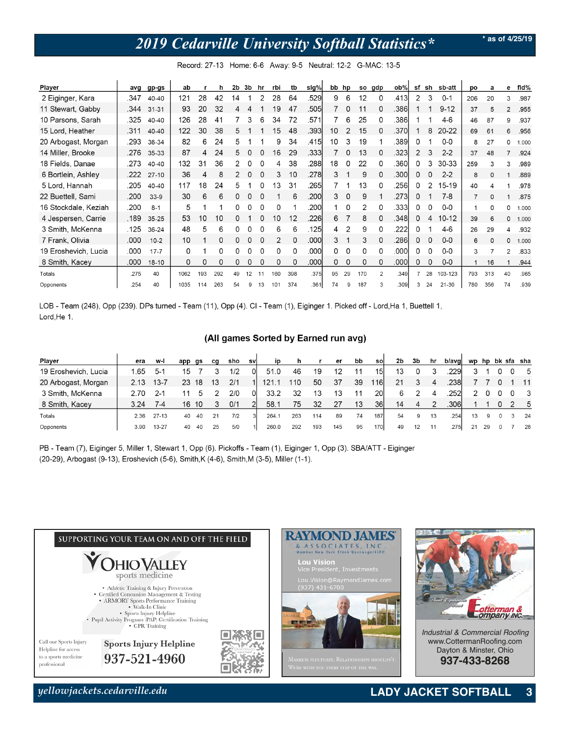# 2019 Cedarville University Softball Statistics*

\* as of 4/25/19

Record: 27-13 Home: 6-6 Away: 9-5 Neutral: 12-2 G-MAC: 13-5

| Player | avg | gp-gs | ab | r | h | 2b | 3b | hr | rbi | tb | slg% | bb | hp | so | gdp | ob% | sf | sh | sb-att | po | a | e | fld% |
|---|---|---|---|---|---|---|---|---|---|---|---|---|---|---|---|---|---|---|---|---|---|---|---|
| 2 Eiginger, Kara | .347 | 40-40 | 121 | 28 | 42 | 14 | 1 | 2 | 28 | 64 | .529 | 9 | 6 | 12 | 0 | .413 | 2 | 3 | 0-1 | 206 | 20 | 3 | .987 |
| 11 Stewart, Gabby | .344 | 31-31 | 93 | 20 | 32 | 4 | 4 | 1 | 19 | 47 | .505 | 7 | 0 | 11 | 0 | .386 | 1 | 1 | 9-12 | 37 | 5 | 2 | .955 |
| 10 Parsons, Sarah | .325 | 40-40 | 126 | 28 | 41 | 7 | 3 | 6 | 34 | 72 | .571 | 7 | 6 | 25 | 0 | .386 | 1 | 1 | 4-6 | 46 | 87 | 9 | .937 |
| 15 Lord, Heather | .311 | 40-40 | 122 | 30 | 38 | 5 | 1 | 1 | 15 | 48 | .393 | 10 | 2 | 15 | 0 | .370 | 1 | 8 | 20-22 | 69 | 61 | 6 | .956 |
| 20 Arbogast, Morgan | .293 | 36-34 | 82 | 6 | 24 | 5 | 1 | 1 | 9 | 34 | .415 | 10 | 3 | 19 | 1 | .389 | 0 | 1 | 0-0 | 8 | 27 | 0 | 1.000 |
| 14 Miller, Brooke | .276 | 35-33 | 87 | 4 | 24 | 5 | 0 | 0 | 16 | 29 | .333 | 7 | 0 | 13 | 0 | .323 | 2 | 3 | 2-2 | 37 | 48 | 7 | .924 |
| 18 Fields, Danae | .273 | 40-40 | 132 | 31 | 36 | 2 | 0 | 0 | 4 | 38 | .288 | 18 | 0 | 22 | 0 | .360 | 0 | 3 | 30-33 | 259 | 3 | 3 | .989 |
| 6 Bortlein, Ashley | .222 | 27-10 | 36 | 4 | 8 | 2 | 0 | 0 | 3 | 10 | .278 | 3 | 1 | 9 | 0 | .300 | 0 | 0 | 2-2 | 8 | 0 | 1 | .889 |
| 5 Lord, Hannah | .205 | 40-40 | 117 | 18 | 24 | 5 | 1 | 0 | 13 | 31 | .265 | 7 | 1 | 13 | 0 | .256 | 0 | 2 | 15-19 | 40 | 4 | 1 | .978 |
| 22 Buettell, Sami | .200 | 33-9 | 30 | 6 | 6 | 0 | 0 | 0 | 1 | 6 | .200 | 3 | 0 | 9 | 1 | .273 | 0 | 1 | 7-8 | 7 | 0 | 1 | .875 |
| 16 Stockdale, Keziah | .200 | 8-1 | 5 | 1 | 1 | 0 | 0 | 0 | 0 | 1 | .200 | 1 | 0 | 2 | 0 | .333 | 0 | 0 | 0-0 | 1 | 0 | 0 | 1.000 |
| 4 Jespersen, Carrie | .189 | 35-25 | 53 | 10 | 10 | 0 | 1 | 0 | 10 | 12 | .226 | 6 | 7 | 8 | 0 | .348 | 0 | 4 | 10-12 | 39 | 6 | 0 | 1.000 |
| 3 Smith, McKenna | .125 | 36-24 | 48 | 5 | 6 | 0 | 0 | 0 | 6 | 6 | .125 | 4 | 2 | 9 | 0 | .222 | 0 | 1 | 4-6 | 26 | 29 | 4 | .932 |
| 7 Frank, Olivia | .000 | 10-2 | 10 | 1 | 0 | 0 | 0 | 0 | 2 | 0 | .000 | 3 | 1 | 3 | 0 | .286 | 0 | 0 | 0-0 | 6 | 0 | 0 | 1.000 |
| 19 Eroshevich, Lucia | .000 | 17-7 | 0 | 1 | 0 | 0 | 0 | 0 | 0 | 0 | .000 | 0 | 0 | 0 | 0 | .000 | 0 | 0 | 0-0 | 3 | 7 | 2 | .833 |
| 8 Smith, Kacey | .000 | 18-10 | 0 | 0 | 0 | 0 | 0 | 0 | 0 | 0 | .000 | 0 | 0 | 0 | 0 | .000 | 0 | 0 | 0-0 | 1 | 16 | 1 | .944 |
| Totals | .275 | 40 | 1062 | 193 | 292 | 49 | 12 | 11 | 160 | 398 | .375 | 95 | 29 | 170 | 2 | .349 | 7 | 28 | 103-123 | 793 | 313 | 40 | .965 |
| Opponents | .254 | 40 | 1035 | 114 | 263 | 54 | 9 | 13 | 101 | 374 | .361 | 74 | 9 | 187 | 3 | .309 | 3 | 24 | 21-30 | 780 | 356 | 74 | .939 |

LOB - Team (248), Opp (239). DPs turned - Team (11), Opp (4). CI - Team (1), Eiginger 1. Picked off - Lord,Ha 1, Buettell 1, Lord,He 1.

### (All games Sorted by Earned run avg)

| Player | era | w-l | app | gs | cg | sho | sv | ip | h | r | er | bb | so | 2b | 3b | hr | b/avg | wp | hp | bk | sfa | sha |
|---|---|---|---|---|---|---|---|---|---|---|---|---|---|---|---|---|---|---|---|---|---|---|
| 19 Eroshevich, Lucia | 1.65 | 5-1 | 15 | 7 | 3 | 1/2 | 0 | 51.0 | 46 | 19 | 12 | 11 | 15 | 13 | 0 | 3 | .229 | 3 | 1 | 0 | 0 | 5 |
| 20 Arbogast, Morgan | 2.13 | 13-7 | 23 | 18 | 13 | 2/1 | 1 | 121.1 | 110 | 50 | 37 | 39 | 116 | 21 | 3 | 4 | .238 | 7 | 7 | 0 | 1 | 11 |
| 3 Smith, McKenna | 2.70 | 2-1 | 11 | 5 | 2 | 2/0 | 0 | 33.2 | 32 | 13 | 13 | 11 | 20 | 6 | 2 | 4 | .252 | 2 | 0 | 0 | 0 | 3 |
| 8 Smith, Kacey | 3.24 | 7-4 | 16 | 10 | 3 | 0/1 | 2 | 58.1 | 75 | 32 | 27 | 13 | 36 | 14 | 4 | 2 | .306 | 1 | 1 | 0 | 2 | 5 |
| Totals | 2.36 | 27-13 | 40 | 40 | 21 | 7/2 | 3 | 264.1 | 263 | 114 | 89 | 74 | 187 | 54 | 9 | 13 | .254 | 13 | 9 | 0 | 3 | 24 |
| Opponents | 3.90 | 13-27 | 40 | 40 | 25 | 5/0 | 1 | 260.0 | 292 | 193 | 145 | 95 | 170 | 49 | 12 | 11 | .275 | 21 | 29 | 0 | 7 | 28 |

PB - Team (7), Eiginger 5, Miller 1, Stewart 1, Opp (6). Pickoffs - Team (1), Eiginger 1, Opp (3). SBA/ATT - Eiginger (20-29), Arbogast (9-13), Eroshevich (5-6), Smith,K (4-6), Smith,M (3-5), Miller (1-1).

SUPPORTING YOUR TEAM ON AND OFF THE FIELD

**Ohio Valley** sports medicine

- Athletic Training & Injury Prevention
- Certified Concussion Management & Testing
- ARMORY Sports Performance Training
- Walk-In Clinic
- Sports Injury Helpline
- Pupil Activity Program (PAP) Certification Training
- CPR Training

Call our Sports Injury Helpline for access to a sports medicine professional

**Sports Injury Helpline 937-521-4960**

**RAYMOND JAMES & ASSOCIATES, INC.**
Member New York Stock Exchange/SIPC

Lou Vision
Vice President, Investments
Lou.Vision@RaymondJames.com
(937) 431-6700

Markets fluctuate. Relationships shouldn't. We're with you every step of the way.

**Cotterman & Company Inc.**

Industrial & Commercial Roofing
www.CottermanRoofing.com
Dayton & Minster, Ohio
**937-433-8268**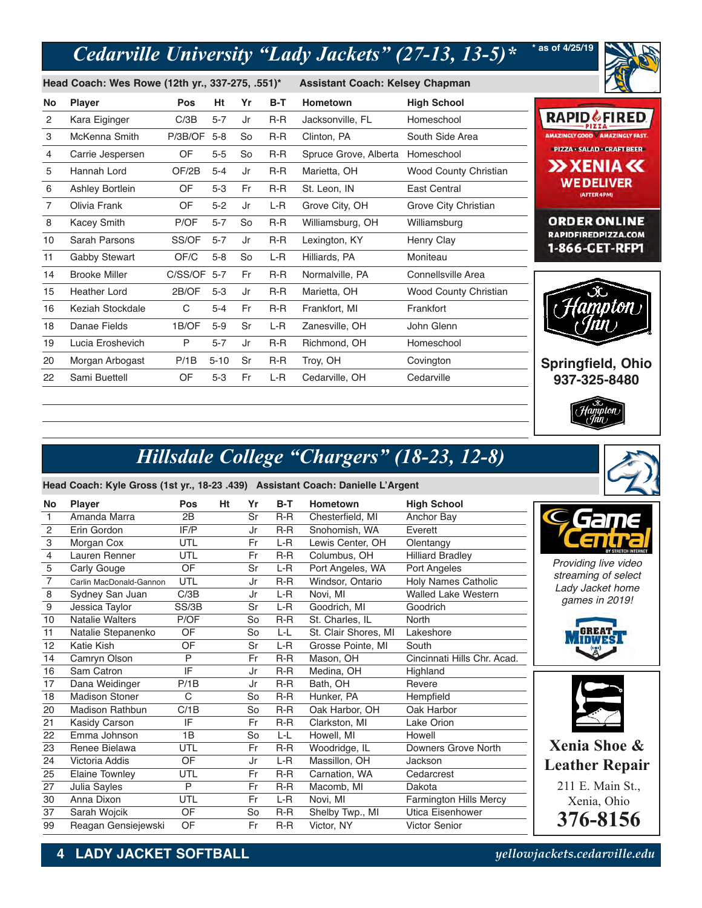# Cedarville University "Lady Jackets" (27-13, 13-5)*

* as of 4/25/19

**Head Coach: Wes Rowe (12th yr., 337-275, .551)*** **Assistant Coach: Kelsey Chapman**

| No | Player | Pos | Ht | Yr | B-T | Hometown | High School |
|---|---|---|---|---|---|---|---|
| 2 | Kara Eiginger | C/3B | 5-7 | Jr | R-R | Jacksonville, FL | Homeschool |
| 3 | McKenna Smith | P/3B/OF | 5-8 | So | R-R | Clinton, PA | South Side Area |
| 4 | Carrie Jespersen | OF | 5-5 | So | R-R | Spruce Grove, Alberta | Homeschool |
| 5 | Hannah Lord | OF/2B | 5-4 | Jr | R-R | Marietta, OH | Wood County Christian |
| 6 | Ashley Bortlein | OF | 5-3 | Fr | R-R | St. Leon, IN | East Central |
| 7 | Olivia Frank | OF | 5-2 | Jr | L-R | Grove City, OH | Grove City Christian |
| 8 | Kacey Smith | P/OF | 5-7 | So | R-R | Williamsburg, OH | Williamsburg |
| 10 | Sarah Parsons | SS/OF | 5-7 | Jr | R-R | Lexington, KY | Henry Clay |
| 11 | Gabby Stewart | OF/C | 5-8 | So | L-R | Hilliards, PA | Moniteau |
| 14 | Brooke Miller | C/SS/OF | 5-7 | Fr | R-R | Normalville, PA | Connellsville Area |
| 15 | Heather Lord | 2B/OF | 5-3 | Jr | R-R | Marietta, OH | Wood County Christian |
| 16 | Keziah Stockdale | C | 5-4 | Fr | R-R | Frankfort, MI | Frankfort |
| 18 | Danae Fields | 1B/OF | 5-9 | Sr | L-R | Zanesville, OH | John Glenn |
| 19 | Lucia Eroshevich | P | 5-7 | Jr | R-R | Richmond, OH | Homeschool |
| 20 | Morgan Arbogast | P/1B | 5-10 | Sr | R-R | Troy, OH | Covington |
| 22 | Sami Buettell | OF | 5-3 | Fr | L-R | Cedarville, OH | Cedarville |

RAPID FIRED PIZZA
AMAZINGLY GOOD · AMAZINGLY FAST.
PIZZA · SALAD · CRAFT BEER
» XENIA «
WE DELIVER
(AFTER 4PM)
ORDER ONLINE
RAPIDFIREDPIZZA.COM
1-866-GET-RFP1

Hampton Inn
Springfield, Ohio
937-325-8480

# Hillsdale College "Chargers" (18-23, 12-8)

**Head Coach: Kyle Gross (1st yr., 18-23 .439)** **Assistant Coach: Danielle L'Argent**

| No | Player | Pos | Ht | Yr | B-T | Hometown | High School |
|---|---|---|---|---|---|---|---|
| 1 | Amanda Marra | 2B | | Sr | R-R | Chesterfield, MI | Anchor Bay |
| 2 | Erin Gordon | IF/P | | Jr | R-R | Snohomish, WA | Everett |
| 3 | Morgan Cox | UTL | | Fr | L-R | Lewis Center, OH | Olentangy |
| 4 | Lauren Renner | UTL | | Fr | R-R | Columbus, OH | Hilliard Bradley |
| 5 | Carly Gouge | OF | | Sr | L-R | Port Angeles, WA | Port Angeles |
| 7 | Carlin MacDonald-Gannon | UTL | | Jr | R-R | Windsor, Ontario | Holy Names Catholic |
| 8 | Sydney San Juan | C/3B | | Jr | L-R | Novi, MI | Walled Lake Western |
| 9 | Jessica Taylor | SS/3B | | Sr | L-R | Goodrich, MI | Goodrich |
| 10 | Natalie Walters | P/OF | | So | R-R | St. Charles, IL | North |
| 11 | Natalie Stepanenko | OF | | So | L-L | St. Clair Shores, MI | Lakeshore |
| 12 | Katie Kish | OF | | Sr | L-R | Grosse Pointe, MI | South |
| 14 | Camryn Olson | P | | Fr | R-R | Mason, OH | Cincinnati Hills Chr. Acad. |
| 16 | Sam Catron | IF | | Jr | R-R | Medina, OH | Highland |
| 17 | Dana Weidinger | P/1B | | Jr | R-R | Bath, OH | Revere |
| 18 | Madison Stoner | C | | So | R-R | Hunker, PA | Hempfield |
| 20 | Madison Rathbun | C/1B | | So | R-R | Oak Harbor, OH | Oak Harbor |
| 21 | Kasidy Carson | IF | | Fr | R-R | Clarkston, MI | Lake Orion |
| 22 | Emma Johnson | 1B | | So | L-L | Howell, MI | Howell |
| 23 | Renee Bielawa | UTL | | Fr | R-R | Woodridge, IL | Downers Grove North |
| 24 | Victoria Addis | OF | | Jr | L-R | Massillon, OH | Jackson |
| 25 | Elaine Townley | UTL | | Fr | R-R | Carnation, WA | Cedarcrest |
| 27 | Julia Sayles | P | | Fr | R-R | Macomb, MI | Dakota |
| 30 | Anna Dixon | UTL | | Fr | L-R | Novi, MI | Farmington Hills Mercy |
| 37 | Sarah Wojcik | OF | | So | R-R | Shelby Twp., MI | Utica Eisenhower |
| 99 | Reagan Gensiejewski | OF | | Fr | R-R | Victor, NY | Victor Senior |

Game Central
BY STRETCH INTERNET
*Providing live video streaming of select Lady Jacket home games in 2019!*
GREAT MIDWEST

Xenia Shoe & Leather Repair
211 E. Main St.,
Xenia, Ohio
376-8156